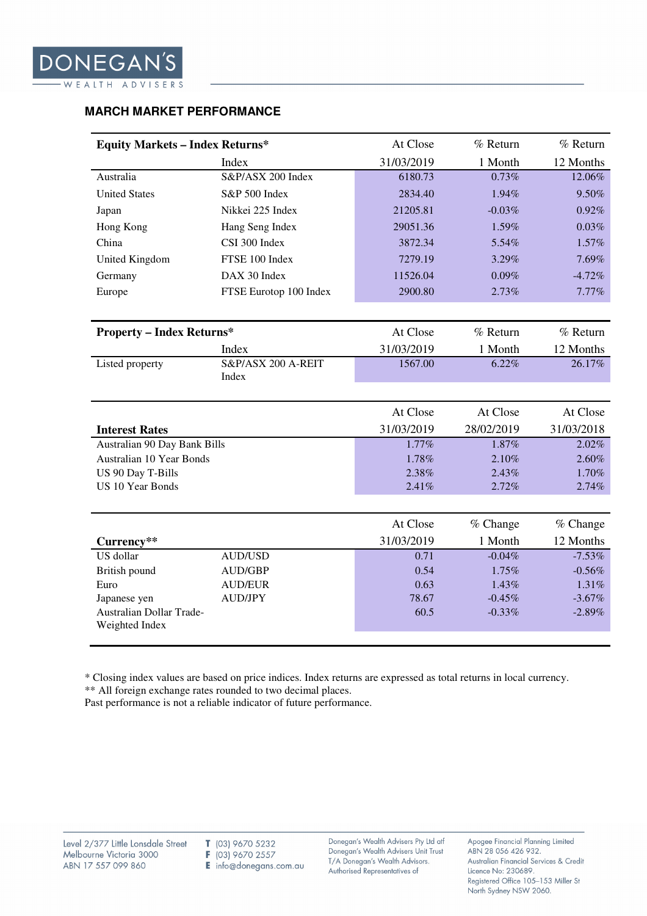## MARCH MARKET PERFORMANCE

| Equity Markets – Index Returns* | Index | At Close 31/03/2019 | % Return 1 Month | % Return 12 Months |
|---|---|---|---|---|
| Australia | S&P/ASX 200 Index | 6180.73 | 0.73% | 12.06% |
| United States | S&P 500 Index | 2834.40 | 1.94% | 9.50% |
| Japan | Nikkei 225 Index | 21205.81 | -0.03% | 0.92% |
| Hong Kong | Hang Seng Index | 29051.36 | 1.59% | 0.03% |
| China | CSI 300 Index | 3872.34 | 5.54% | 1.57% |
| United Kingdom | FTSE 100 Index | 7279.19 | 3.29% | 7.69% |
| Germany | DAX 30 Index | 11526.04 | 0.09% | -4.72% |
| Europe | FTSE Eurotop 100 Index | 2900.80 | 2.73% | 7.77% |

| Property – Index Returns* | Index | At Close 31/03/2019 | % Return 1 Month | % Return 12 Months |
|---|---|---|---|---|
| Listed property | S&P/ASX 200 A-REIT Index | 1567.00 | 6.22% | 26.17% |

| Interest Rates | At Close 31/03/2019 | At Close 28/02/2019 | At Close 31/03/2018 |
|---|---|---|---|
| Australian 90 Day Bank Bills | 1.77% | 1.87% | 2.02% |
| Australian 10 Year Bonds | 1.78% | 2.10% | 2.60% |
| US 90 Day T-Bills | 2.38% | 2.43% | 1.70% |
| US 10 Year Bonds | 2.41% | 2.72% | 2.74% |

| Currency** | | At Close 31/03/2019 | % Change 1 Month | % Change 12 Months |
|---|---|---|---|---|
| US dollar | AUD/USD | 0.71 | -0.04% | -7.53% |
| British pound | AUD/GBP | 0.54 | 1.75% | -0.56% |
| Euro | AUD/EUR | 0.63 | 1.43% | 1.31% |
| Japanese yen | AUD/JPY | 78.67 | -0.45% | -3.67% |
| Australian Dollar Trade-Weighted Index | | 60.5 | -0.33% | -2.89% |

* Closing index values are based on price indices. Index returns are expressed as total returns in local currency.
** All foreign exchange rates rounded to two decimal places.
Past performance is not a reliable indicator of future performance.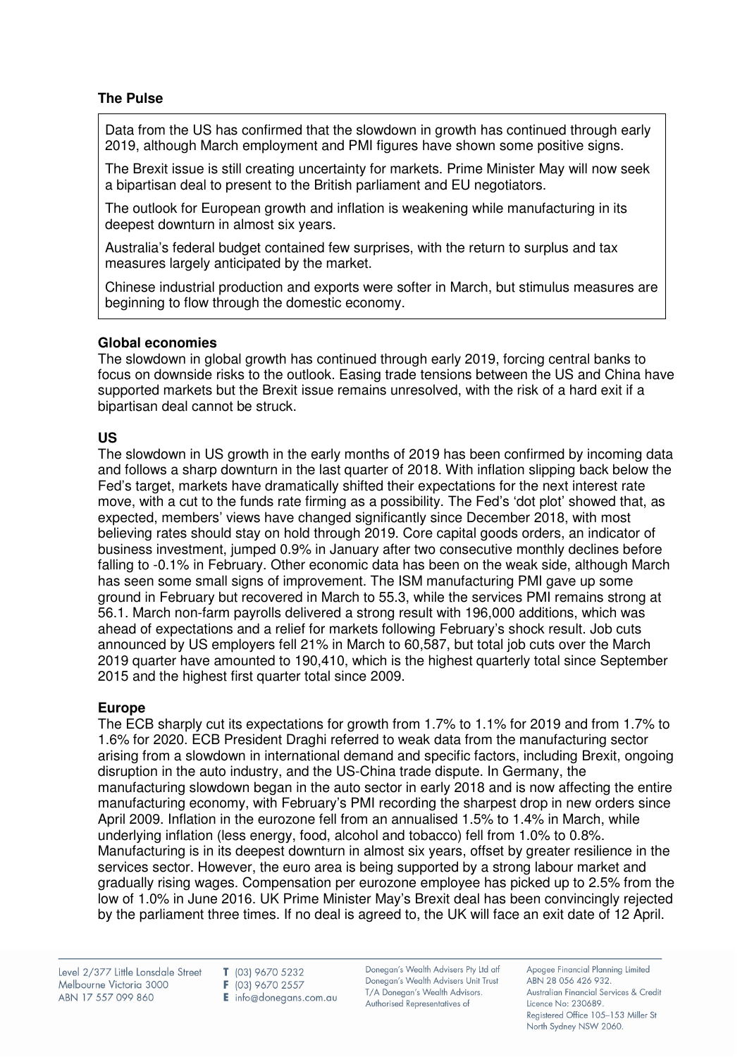## The Pulse

Data from the US has confirmed that the slowdown in growth has continued through early 2019, although March employment and PMI figures have shown some positive signs.

The Brexit issue is still creating uncertainty for markets. Prime Minister May will now seek a bipartisan deal to present to the British parliament and EU negotiators.

The outlook for European growth and inflation is weakening while manufacturing in its deepest downturn in almost six years.

Australia's federal budget contained few surprises, with the return to surplus and tax measures largely anticipated by the market.

Chinese industrial production and exports were softer in March, but stimulus measures are beginning to flow through the domestic economy.

## Global economies

The slowdown in global growth has continued through early 2019, forcing central banks to focus on downside risks to the outlook. Easing trade tensions between the US and China have supported markets but the Brexit issue remains unresolved, with the risk of a hard exit if a bipartisan deal cannot be struck.

### US

The slowdown in US growth in the early months of 2019 has been confirmed by incoming data and follows a sharp downturn in the last quarter of 2018. With inflation slipping back below the Fed's target, markets have dramatically shifted their expectations for the next interest rate move, with a cut to the funds rate firming as a possibility. The Fed's 'dot plot' showed that, as expected, members' views have changed significantly since December 2018, with most believing rates should stay on hold through 2019. Core capital goods orders, an indicator of business investment, jumped 0.9% in January after two consecutive monthly declines before falling to -0.1% in February. Other economic data has been on the weak side, although March has seen some small signs of improvement. The ISM manufacturing PMI gave up some ground in February but recovered in March to 55.3, while the services PMI remains strong at 56.1. March non-farm payrolls delivered a strong result with 196,000 additions, which was ahead of expectations and a relief for markets following February's shock result. Job cuts announced by US employers fell 21% in March to 60,587, but total job cuts over the March 2019 quarter have amounted to 190,410, which is the highest quarterly total since September 2015 and the highest first quarter total since 2009.

### Europe

The ECB sharply cut its expectations for growth from 1.7% to 1.1% for 2019 and from 1.7% to 1.6% for 2020. ECB President Draghi referred to weak data from the manufacturing sector arising from a slowdown in international demand and specific factors, including Brexit, ongoing disruption in the auto industry, and the US-China trade dispute. In Germany, the manufacturing slowdown began in the auto sector in early 2018 and is now affecting the entire manufacturing economy, with February's PMI recording the sharpest drop in new orders since April 2009. Inflation in the eurozone fell from an annualised 1.5% to 1.4% in March, while underlying inflation (less energy, food, alcohol and tobacco) fell from 1.0% to 0.8%. Manufacturing is in its deepest downturn in almost six years, offset by greater resilience in the services sector. However, the euro area is being supported by a strong labour market and gradually rising wages. Compensation per eurozone employee has picked up to 2.5% from the low of 1.0% in June 2016. UK Prime Minister May's Brexit deal has been convincingly rejected by the parliament three times. If no deal is agreed to, the UK will face an exit date of 12 April.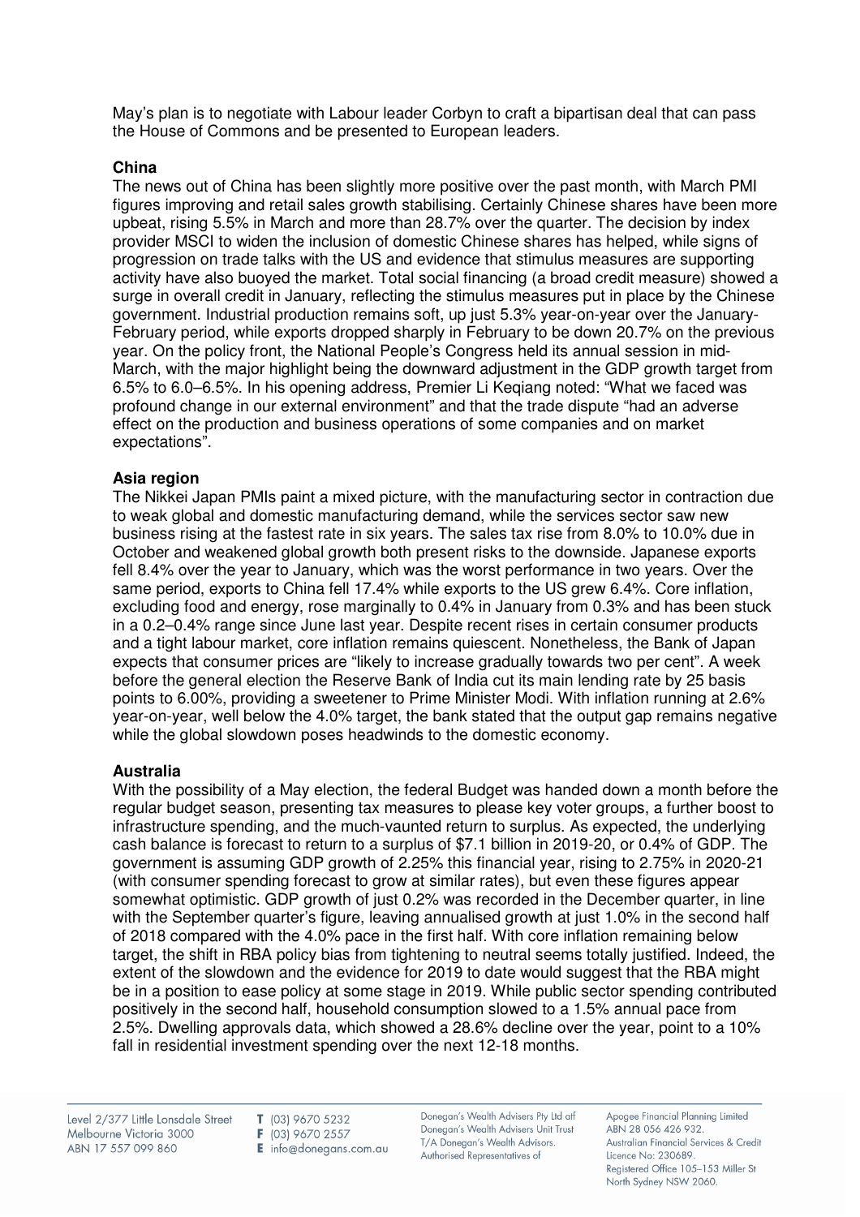May's plan is to negotiate with Labour leader Corbyn to craft a bipartisan deal that can pass the House of Commons and be presented to European leaders.

**China**

The news out of China has been slightly more positive over the past month, with March PMI figures improving and retail sales growth stabilising. Certainly Chinese shares have been more upbeat, rising 5.5% in March and more than 28.7% over the quarter. The decision by index provider MSCI to widen the inclusion of domestic Chinese shares has helped, while signs of progression on trade talks with the US and evidence that stimulus measures are supporting activity have also buoyed the market. Total social financing (a broad credit measure) showed a surge in overall credit in January, reflecting the stimulus measures put in place by the Chinese government. Industrial production remains soft, up just 5.3% year-on-year over the January-February period, while exports dropped sharply in February to be down 20.7% on the previous year. On the policy front, the National People's Congress held its annual session in mid-March, with the major highlight being the downward adjustment in the GDP growth target from 6.5% to 6.0–6.5%. In his opening address, Premier Li Keqiang noted: "What we faced was profound change in our external environment" and that the trade dispute "had an adverse effect on the production and business operations of some companies and on market expectations".

**Asia region**

The Nikkei Japan PMIs paint a mixed picture, with the manufacturing sector in contraction due to weak global and domestic manufacturing demand, while the services sector saw new business rising at the fastest rate in six years. The sales tax rise from 8.0% to 10.0% due in October and weakened global growth both present risks to the downside. Japanese exports fell 8.4% over the year to January, which was the worst performance in two years. Over the same period, exports to China fell 17.4% while exports to the US grew 6.4%. Core inflation, excluding food and energy, rose marginally to 0.4% in January from 0.3% and has been stuck in a 0.2–0.4% range since June last year. Despite recent rises in certain consumer products and a tight labour market, core inflation remains quiescent. Nonetheless, the Bank of Japan expects that consumer prices are "likely to increase gradually towards two per cent". A week before the general election the Reserve Bank of India cut its main lending rate by 25 basis points to 6.00%, providing a sweetener to Prime Minister Modi. With inflation running at 2.6% year-on-year, well below the 4.0% target, the bank stated that the output gap remains negative while the global slowdown poses headwinds to the domestic economy.

**Australia**

With the possibility of a May election, the federal Budget was handed down a month before the regular budget season, presenting tax measures to please key voter groups, a further boost to infrastructure spending, and the much-vaunted return to surplus. As expected, the underlying cash balance is forecast to return to a surplus of $7.1 billion in 2019-20, or 0.4% of GDP. The government is assuming GDP growth of 2.25% this financial year, rising to 2.75% in 2020-21 (with consumer spending forecast to grow at similar rates), but even these figures appear somewhat optimistic. GDP growth of just 0.2% was recorded in the December quarter, in line with the September quarter's figure, leaving annualised growth at just 1.0% in the second half of 2018 compared with the 4.0% pace in the first half. With core inflation remaining below target, the shift in RBA policy bias from tightening to neutral seems totally justified. Indeed, the extent of the slowdown and the evidence for 2019 to date would suggest that the RBA might be in a position to ease policy at some stage in 2019. While public sector spending contributed positively in the second half, household consumption slowed to a 1.5% annual pace from 2.5%. Dwelling approvals data, which showed a 28.6% decline over the year, point to a 10% fall in residential investment spending over the next 12-18 months.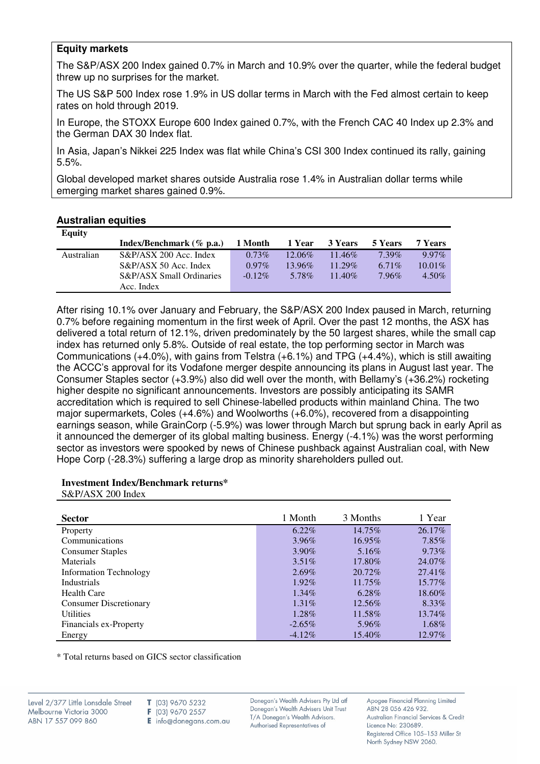**Equity markets**

The S&P/ASX 200 Index gained 0.7% in March and 10.9% over the quarter, while the federal budget threw up no surprises for the market.

The US S&P 500 Index rose 1.9% in US dollar terms in March with the Fed almost certain to keep rates on hold through 2019.

In Europe, the STOXX Europe 600 Index gained 0.7%, with the French CAC 40 Index up 2.3% and the German DAX 30 Index flat.

In Asia, Japan's Nikkei 225 Index was flat while China's CSI 300 Index continued its rally, gaining 5.5%.

Global developed market shares outside Australia rose 1.4% in Australian dollar terms while emerging market shares gained 0.9%.

## Australian equities

| Equity | Index/Benchmark (% p.a.) | 1 Month | 1 Year | 3 Years | 5 Years | 7 Years |
|---|---|---|---|---|---|---|
| Australian | S&P/ASX 200 Acc. Index | 0.73% | 12.06% | 11.46% | 7.39% | 9.97% |
| | S&P/ASX 50 Acc. Index | 0.97% | 13.96% | 11.29% | 6.71% | 10.01% |
| | S&P/ASX Small Ordinaries Acc. Index | -0.12% | 5.78% | 11.40% | 7.96% | 4.50% |

After rising 10.1% over January and February, the S&P/ASX 200 Index paused in March, returning 0.7% before regaining momentum in the first week of April. Over the past 12 months, the ASX has delivered a total return of 12.1%, driven predominately by the 50 largest shares, while the small cap index has returned only 5.8%. Outside of real estate, the top performing sector in March was Communications (+4.0%), with gains from Telstra (+6.1%) and TPG (+4.4%), which is still awaiting the ACCC's approval for its Vodafone merger despite announcing its plans in August last year. The Consumer Staples sector (+3.9%) also did well over the month, with Bellamy's (+36.2%) rocketing higher despite no significant announcements. Investors are possibly anticipating its SAMR accreditation which is required to sell Chinese-labelled products within mainland China. The two major supermarkets, Coles (+4.6%) and Woolworths (+6.0%), recovered from a disappointing earnings season, while GrainCorp (-5.9%) was lower through March but sprung back in early April as it announced the demerger of its global malting business. Energy (-4.1%) was the worst performing sector as investors were spooked by news of Chinese pushback against Australian coal, with New Hope Corp (-28.3%) suffering a large drop as minority shareholders pulled out.

**Investment Index/Benchmark returns***

S&P/ASX 200 Index

| Sector | 1 Month | 3 Months | 1 Year |
|---|---|---|---|
| Property | 6.22% | 14.75% | 26.17% |
| Communications | 3.96% | 16.95% | 7.85% |
| Consumer Staples | 3.90% | 5.16% | 9.73% |
| Materials | 3.51% | 17.80% | 24.07% |
| Information Technology | 2.69% | 20.72% | 27.41% |
| Industrials | 1.92% | 11.75% | 15.77% |
| Health Care | 1.34% | 6.28% | 18.60% |
| Consumer Discretionary | 1.31% | 12.56% | 8.33% |
| Utilities | 1.28% | 11.58% | 13.74% |
| Financials ex-Property | -2.65% | 5.96% | 1.68% |
| Energy | -4.12% | 15.40% | 12.97% |

* Total returns based on GICS sector classification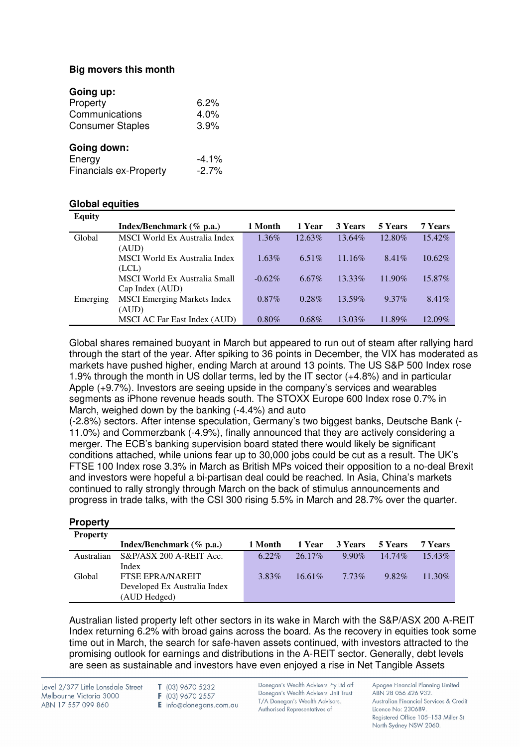**Big movers this month**

**Going up:**

| | |
|---|---|
| Property | 6.2% |
| Communications | 4.0% |
| Consumer Staples | 3.9% |

**Going down:**

| | |
|---|---|
| Energy | -4.1% |
| Financials ex-Property | -2.7% |

**Global equities**

| Equity | Index/Benchmark (% p.a.) | 1 Month | 1 Year | 3 Years | 5 Years | 7 Years |
|---|---|---|---|---|---|---|
| Global | MSCI World Ex Australia Index (AUD) | 1.36% | 12.63% | 13.64% | 12.80% | 15.42% |
| | MSCI World Ex Australia Index (LCL) | 1.63% | 6.51% | 11.16% | 8.41% | 10.62% |
| | MSCI World Ex Australia Small Cap Index (AUD) | -0.62% | 6.67% | 13.33% | 11.90% | 15.87% |
| Emerging | MSCI Emerging Markets Index (AUD) | 0.87% | 0.28% | 13.59% | 9.37% | 8.41% |
| | MSCI AC Far East Index (AUD) | 0.80% | 0.68% | 13.03% | 11.89% | 12.09% |

Global shares remained buoyant in March but appeared to run out of steam after rallying hard through the start of the year. After spiking to 36 points in December, the VIX has moderated as markets have pushed higher, ending March at around 13 points. The US S&P 500 Index rose 1.9% through the month in US dollar terms, led by the IT sector (+4.8%) and in particular Apple (+9.7%). Investors are seeing upside in the company's services and wearables segments as iPhone revenue heads south. The STOXX Europe 600 Index rose 0.7% in March, weighed down by the banking (-4.4%) and auto (-2.8%) sectors. After intense speculation, Germany's two biggest banks, Deutsche Bank (-11.0%) and Commerzbank (-4.9%), finally announced that they are actively considering a merger. The ECB's banking supervision board stated there would likely be significant conditions attached, while unions fear up to 30,000 jobs could be cut as a result. The UK's FTSE 100 Index rose 3.3% in March as British MPs voiced their opposition to a no-deal Brexit and investors were hopeful a bi-partisan deal could be reached. In Asia, China's markets continued to rally strongly through March on the back of stimulus announcements and progress in trade talks, with the CSI 300 rising 5.5% in March and 28.7% over the quarter.

**Property**

| Property | Index/Benchmark (% p.a.) | 1 Month | 1 Year | 3 Years | 5 Years | 7 Years |
|---|---|---|---|---|---|---|
| Australian | S&P/ASX 200 A-REIT Acc. Index | 6.22% | 26.17% | 9.90% | 14.74% | 15.43% |
| Global | FTSE EPRA/NAREIT Developed Ex Australia Index (AUD Hedged) | 3.83% | 16.61% | 7.73% | 9.82% | 11.30% |

Australian listed property left other sectors in its wake in March with the S&P/ASX 200 A-REIT Index returning 6.2% with broad gains across the board. As the recovery in equities took some time out in March, the search for safe-haven assets continued, with investors attracted to the promising outlook for earnings and distributions in the A-REIT sector. Generally, debt levels are seen as sustainable and investors have even enjoyed a rise in Net Tangible Assets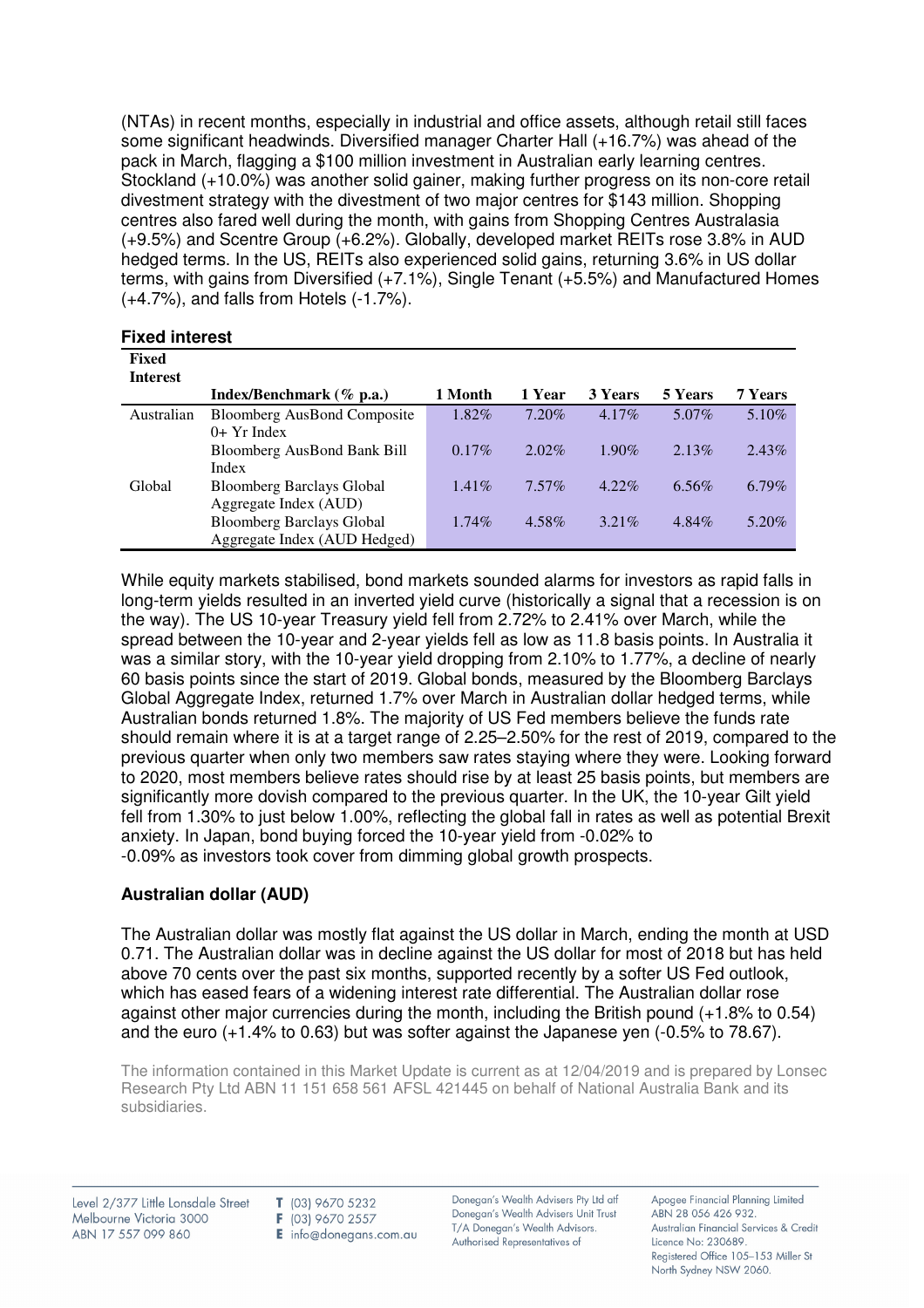(NTAs) in recent months, especially in industrial and office assets, although retail still faces some significant headwinds. Diversified manager Charter Hall (+16.7%) was ahead of the pack in March, flagging a $100 million investment in Australian early learning centres. Stockland (+10.0%) was another solid gainer, making further progress on its non-core retail divestment strategy with the divestment of two major centres for $143 million. Shopping centres also fared well during the month, with gains from Shopping Centres Australasia (+9.5%) and Scentre Group (+6.2%). Globally, developed market REITs rose 3.8% in AUD hedged terms. In the US, REITs also experienced solid gains, returning 3.6% in US dollar terms, with gains from Diversified (+7.1%), Single Tenant (+5.5%) and Manufactured Homes (+4.7%), and falls from Hotels (-1.7%).

## Fixed interest

| Fixed Interest | Index/Benchmark (% p.a.) | 1 Month | 1 Year | 3 Years | 5 Years | 7 Years |
|---|---|---|---|---|---|---|
| Australian | Bloomberg AusBond Composite 0+ Yr Index | 1.82% | 7.20% | 4.17% | 5.07% | 5.10% |
| | Bloomberg AusBond Bank Bill Index | 0.17% | 2.02% | 1.90% | 2.13% | 2.43% |
| Global | Bloomberg Barclays Global Aggregate Index (AUD) | 1.41% | 7.57% | 4.22% | 6.56% | 6.79% |
| | Bloomberg Barclays Global Aggregate Index (AUD Hedged) | 1.74% | 4.58% | 3.21% | 4.84% | 5.20% |

While equity markets stabilised, bond markets sounded alarms for investors as rapid falls in long-term yields resulted in an inverted yield curve (historically a signal that a recession is on the way). The US 10-year Treasury yield fell from 2.72% to 2.41% over March, while the spread between the 10-year and 2-year yields fell as low as 11.8 basis points. In Australia it was a similar story, with the 10-year yield dropping from 2.10% to 1.77%, a decline of nearly 60 basis points since the start of 2019. Global bonds, measured by the Bloomberg Barclays Global Aggregate Index, returned 1.7% over March in Australian dollar hedged terms, while Australian bonds returned 1.8%. The majority of US Fed members believe the funds rate should remain where it is at a target range of 2.25–2.50% for the rest of 2019, compared to the previous quarter when only two members saw rates staying where they were. Looking forward to 2020, most members believe rates should rise by at least 25 basis points, but members are significantly more dovish compared to the previous quarter. In the UK, the 10-year Gilt yield fell from 1.30% to just below 1.00%, reflecting the global fall in rates as well as potential Brexit anxiety. In Japan, bond buying forced the 10-year yield from -0.02% to -0.09% as investors took cover from dimming global growth prospects.

## Australian dollar (AUD)

The Australian dollar was mostly flat against the US dollar in March, ending the month at USD 0.71. The Australian dollar was in decline against the US dollar for most of 2018 but has held above 70 cents over the past six months, supported recently by a softer US Fed outlook, which has eased fears of a widening interest rate differential. The Australian dollar rose against other major currencies during the month, including the British pound (+1.8% to 0.54) and the euro (+1.4% to 0.63) but was softer against the Japanese yen (-0.5% to 78.67).

The information contained in this Market Update is current as at 12/04/2019 and is prepared by Lonsec Research Pty Ltd ABN 11 151 658 561 AFSL 421445 on behalf of National Australia Bank and its subsidiaries.

Level 2/377 Little Lonsdale Street
Melbourne Victoria 3000
ABN 17 557 099 860

T (03) 9670 5232
F (03) 9670 2557
E info@donegans.com.au

Donegan's Wealth Advisers Pty Ltd atf Donegan's Wealth Advisers Unit Trust T/A Donegan's Wealth Advisors. Authorised Representatives of

Apogee Financial Planning Limited
ABN 28 056 426 932.
Australian Financial Services & Credit Licence No: 230689.
Registered Office 105–153 Miller St North Sydney NSW 2060.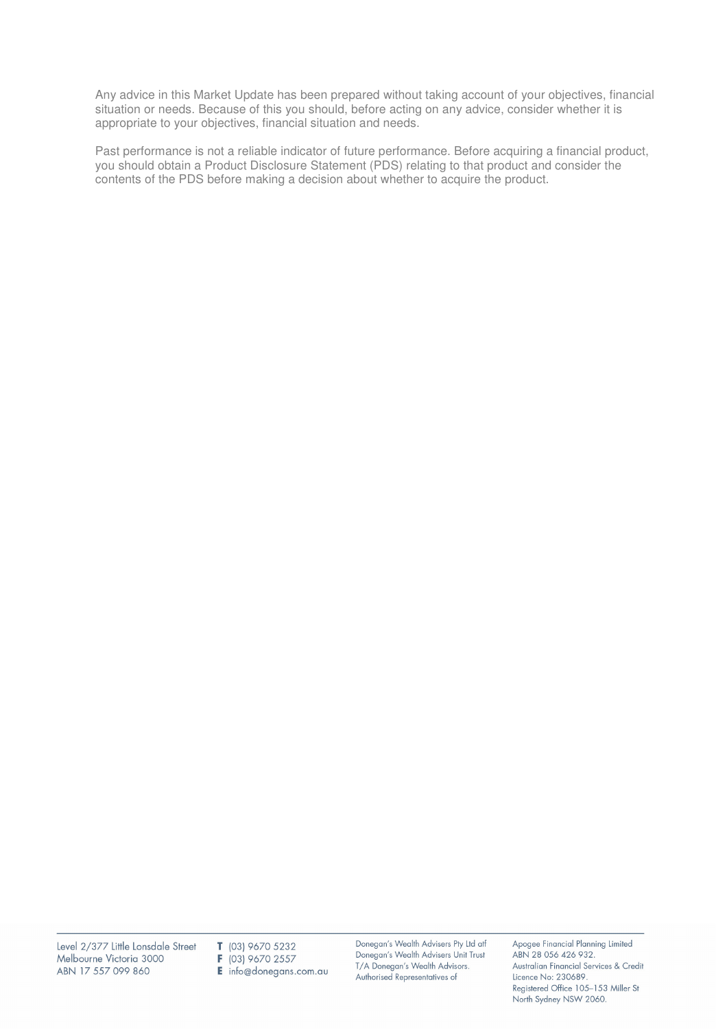Any advice in this Market Update has been prepared without taking account of your objectives, financial situation or needs. Because of this you should, before acting on any advice, consider whether it is appropriate to your objectives, financial situation and needs.

Past performance is not a reliable indicator of future performance. Before acquiring a financial product, you should obtain a Product Disclosure Statement (PDS) relating to that product and consider the contents of the PDS before making a decision about whether to acquire the product.

Level 2/377 Little Lonsdale Street
Melbourne Victoria 3000
ABN 17 557 099 860

**T** (03) 9670 5232
**F** (03) 9670 2557
**E** info@donegans.com.au

Donegan's Wealth Advisers Pty Ltd atf Donegan's Wealth Advisers Unit Trust T/A Donegan's Wealth Advisors. Authorised Representatives of

Apogee Financial Planning Limited ABN 28 056 426 932. Australian Financial Services & Credit Licence No: 230689. Registered Office 105–153 Miller St North Sydney NSW 2060.